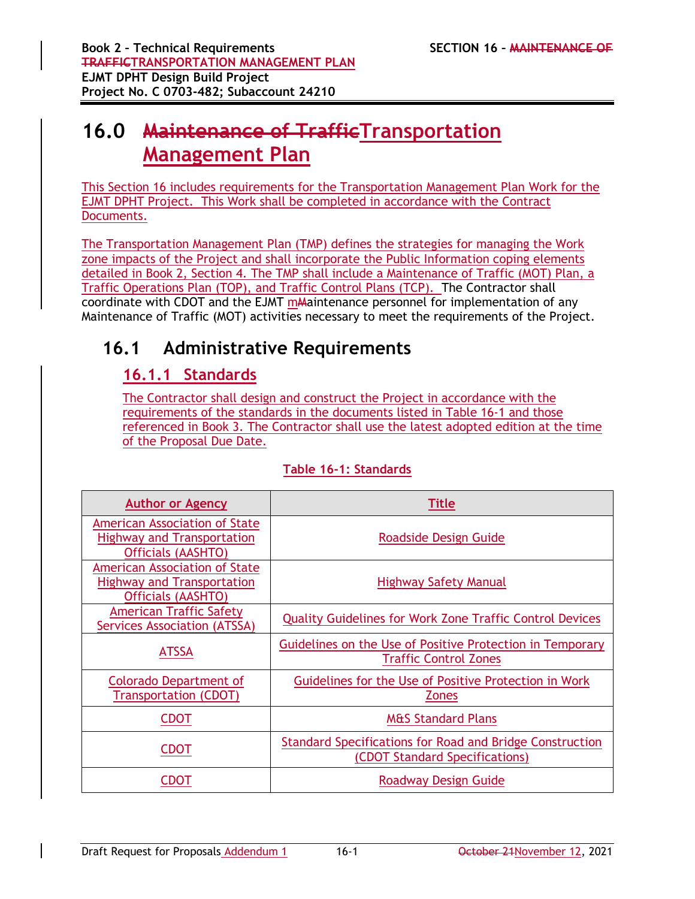# 16.0 ~~Maintenance of Traffic~~Transportation Management Plan

This Section 16 includes requirements for the Transportation Management Plan Work for the EJMT DPHT Project. This Work shall be completed in accordance with the Contract Documents.

The Transportation Management Plan (TMP) defines the strategies for managing the Work zone impacts of the Project and shall incorporate the Public Information coping elements detailed in Book 2, Section 4. The TMP shall include a Maintenance of Traffic (MOT) Plan, a Traffic Operations Plan (TOP), and Traffic Control Plans (TCP). The Contractor shall coordinate with CDOT and the EJMT m~~M~~aintenance personnel for implementation of any Maintenance of Traffic (MOT) activities necessary to meet the requirements of the Project.

## 16.1 Administrative Requirements

### 16.1.1 Standards

The Contractor shall design and construct the Project in accordance with the requirements of the standards in the documents listed in Table 16-1 and those referenced in Book 3. The Contractor shall use the latest adopted edition at the time of the Proposal Due Date.

**Table 16-1: Standards**

| Author or Agency | Title |
|---|---|
| American Association of State Highway and Transportation Officials (AASHTO) | Roadside Design Guide |
| American Association of State Highway and Transportation Officials (AASHTO) | Highway Safety Manual |
| American Traffic Safety Services Association (ATSSA) | Quality Guidelines for Work Zone Traffic Control Devices |
| ATSSA | Guidelines on the Use of Positive Protection in Temporary Traffic Control Zones |
| Colorado Department of Transportation (CDOT) | Guidelines for the Use of Positive Protection in Work Zones |
| CDOT | M&S Standard Plans |
| CDOT | Standard Specifications for Road and Bridge Construction (CDOT Standard Specifications) |
| CDOT | Roadway Design Guide |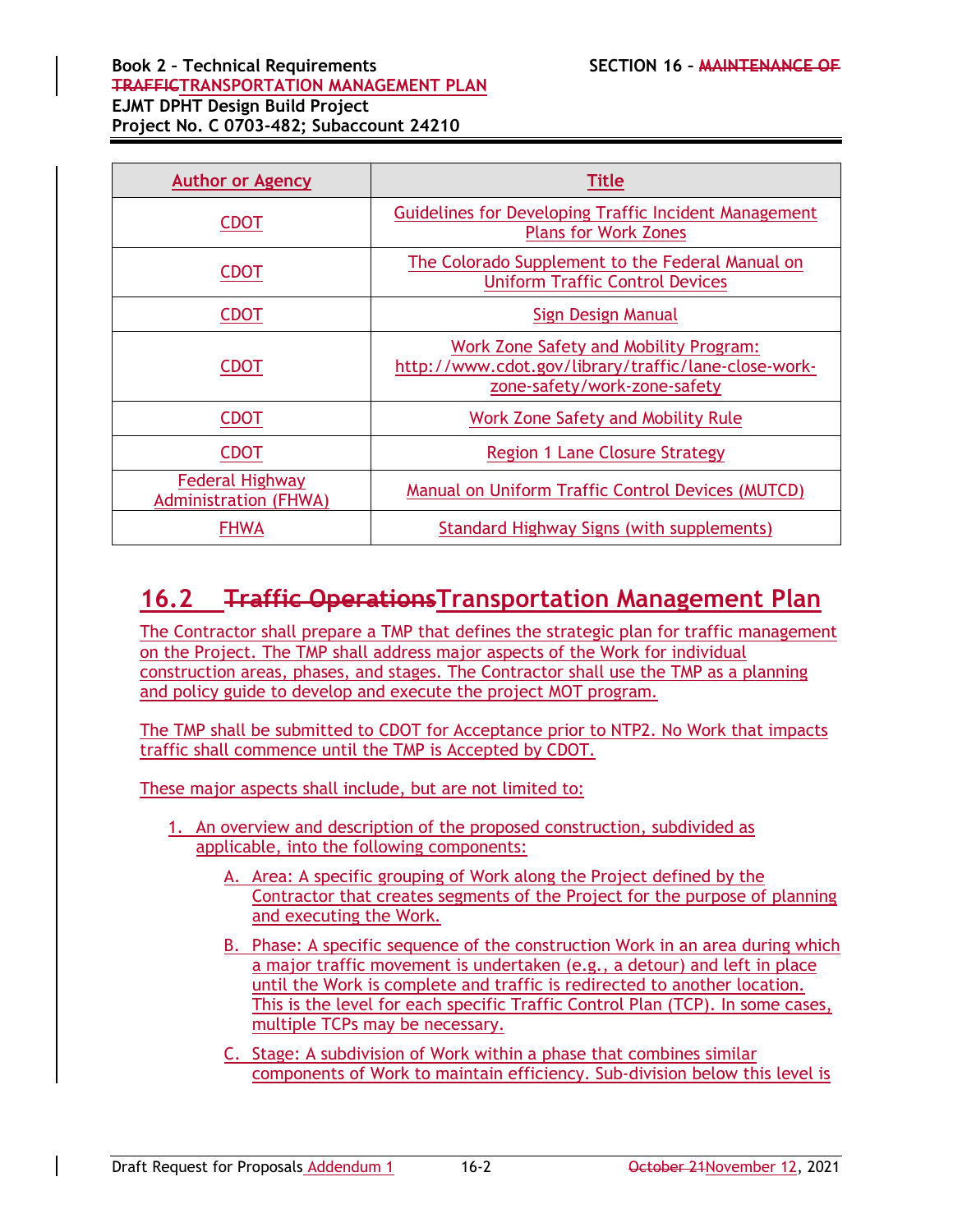| Author or Agency | Title |
|---|---|
| CDOT | Guidelines for Developing Traffic Incident Management Plans for Work Zones |
| CDOT | The Colorado Supplement to the Federal Manual on Uniform Traffic Control Devices |
| CDOT | Sign Design Manual |
| CDOT | Work Zone Safety and Mobility Program: http://www.cdot.gov/library/traffic/lane-close-work-zone-safety/work-zone-safety |
| CDOT | Work Zone Safety and Mobility Rule |
| CDOT | Region 1 Lane Closure Strategy |
| Federal Highway Administration (FHWA) | Manual on Uniform Traffic Control Devices (MUTCD) |
| FHWA | Standard Highway Signs (with supplements) |

## 16.2 ~~Traffic Operations~~Transportation Management Plan

The Contractor shall prepare a TMP that defines the strategic plan for traffic management on the Project. The TMP shall address major aspects of the Work for individual construction areas, phases, and stages. The Contractor shall use the TMP as a planning and policy guide to develop and execute the project MOT program.

The TMP shall be submitted to CDOT for Acceptance prior to NTP2. No Work that impacts traffic shall commence until the TMP is Accepted by CDOT.

These major aspects shall include, but are not limited to:

1. An overview and description of the proposed construction, subdivided as applicable, into the following components:
   - A. Area: A specific grouping of Work along the Project defined by the Contractor that creates segments of the Project for the purpose of planning and executing the Work.
   - B. Phase: A specific sequence of the construction Work in an area during which a major traffic movement is undertaken (e.g., a detour) and left in place until the Work is complete and traffic is redirected to another location. This is the level for each specific Traffic Control Plan (TCP). In some cases, multiple TCPs may be necessary.
   - C. Stage: A subdivision of Work within a phase that combines similar components of Work to maintain efficiency. Sub-division below this level is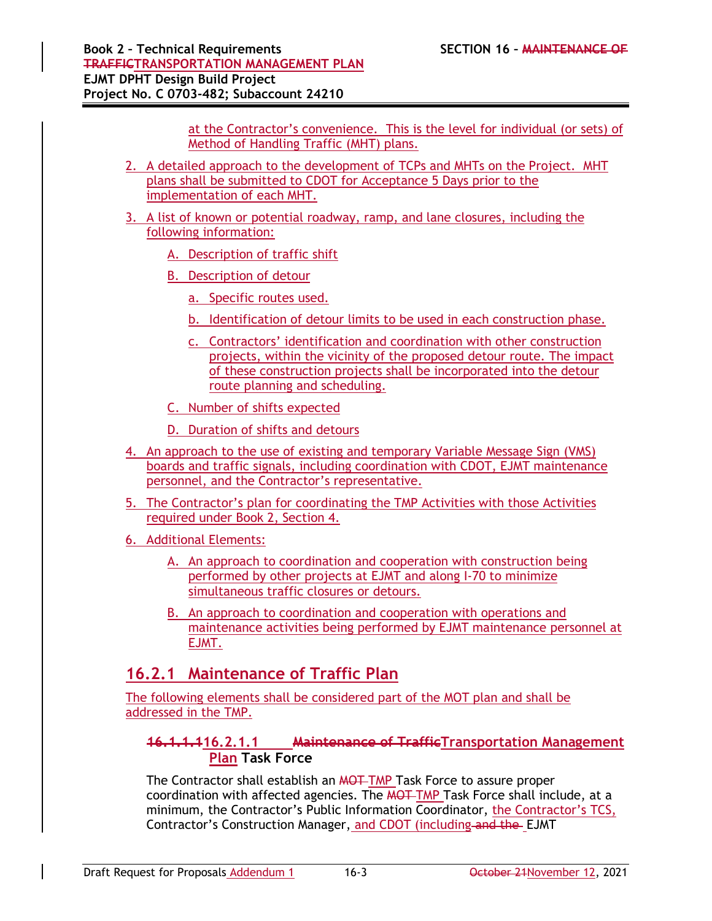at the Contractor's convenience. This is the level for individual (or sets) of Method of Handling Traffic (MHT) plans.

2. A detailed approach to the development of TCPs and MHTs on the Project. MHT plans shall be submitted to CDOT for Acceptance 5 Days prior to the implementation of each MHT.
3. A list of known or potential roadway, ramp, and lane closures, including the following information:
   - A. Description of traffic shift
   - B. Description of detour
     - a. Specific routes used.
     - b. Identification of detour limits to be used in each construction phase.
     - c. Contractors' identification and coordination with other construction projects, within the vicinity of the proposed detour route. The impact of these construction projects shall be incorporated into the detour route planning and scheduling.
   - C. Number of shifts expected
   - D. Duration of shifts and detours
4. An approach to the use of existing and temporary Variable Message Sign (VMS) boards and traffic signals, including coordination with CDOT, EJMT maintenance personnel, and the Contractor's representative.
5. The Contractor's plan for coordinating the TMP Activities with those Activities required under Book 2, Section 4.
6. Additional Elements:
   - A. An approach to coordination and cooperation with construction being performed by other projects at EJMT and along I-70 to minimize simultaneous traffic closures or detours.
   - B. An approach to coordination and cooperation with operations and maintenance activities being performed by EJMT maintenance personnel at EJMT.

## 16.2.1 Maintenance of Traffic Plan

The following elements shall be considered part of the MOT plan and shall be addressed in the TMP.

### ~~16.1.1.1~~16.2.1.1 ~~Maintenance of Traffic~~Transportation Management Plan Task Force

The Contractor shall establish an ~~MOT~~ TMP Task Force to assure proper coordination with affected agencies. The ~~MOT~~ TMP Task Force shall include, at a minimum, the Contractor's Public Information Coordinator, the Contractor's TCS, Contractor's Construction Manager, and CDOT (including ~~and the~~ EJMT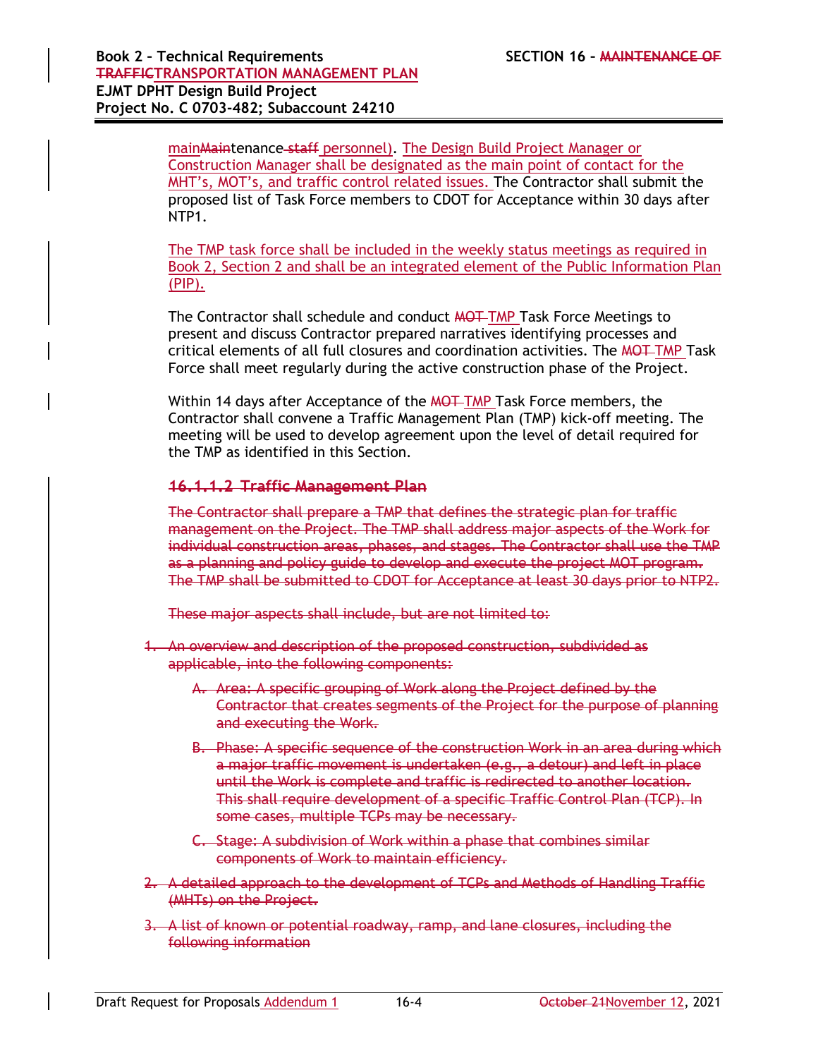mainMaintenance staff personnel). The Design Build Project Manager or Construction Manager shall be designated as the main point of contact for the MHT's, MOT's, and traffic control related issues. The Contractor shall submit the proposed list of Task Force members to CDOT for Acceptance within 30 days after NTP1.

The TMP task force shall be included in the weekly status meetings as required in Book 2, Section 2 and shall be an integrated element of the Public Information Plan (PIP).

The Contractor shall schedule and conduct MOT TMP Task Force Meetings to present and discuss Contractor prepared narratives identifying processes and critical elements of all full closures and coordination activities. The MOT TMP Task Force shall meet regularly during the active construction phase of the Project.

Within 14 days after Acceptance of the MOT TMP Task Force members, the Contractor shall convene a Traffic Management Plan (TMP) kick-off meeting. The meeting will be used to develop agreement upon the level of detail required for the TMP as identified in this Section.

### ~~16.1.1.2 Traffic Management Plan~~

~~The Contractor shall prepare a TMP that defines the strategic plan for traffic management on the Project. The TMP shall address major aspects of the Work for individual construction areas, phases, and stages. The Contractor shall use the TMP as a planning and policy guide to develop and execute the project MOT program. The TMP shall be submitted to CDOT for Acceptance at least 30 days prior to NTP2.~~

~~These major aspects shall include, but are not limited to:~~

1. ~~An overview and description of the proposed construction, subdivided as applicable, into the following components:~~
   - A. ~~Area: A specific grouping of Work along the Project defined by the Contractor that creates segments of the Project for the purpose of planning and executing the Work.~~
   - B. ~~Phase: A specific sequence of the construction Work in an area during which a major traffic movement is undertaken (e.g., a detour) and left in place until the Work is complete and traffic is redirected to another location. This shall require development of a specific Traffic Control Plan (TCP). In some cases, multiple TCPs may be necessary.~~
   - C. ~~Stage: A subdivision of Work within a phase that combines similar components of Work to maintain efficiency.~~
2. ~~A detailed approach to the development of TCPs and Methods of Handling Traffic (MHTs) on the Project.~~
3. ~~A list of known or potential roadway, ramp, and lane closures, including the following information~~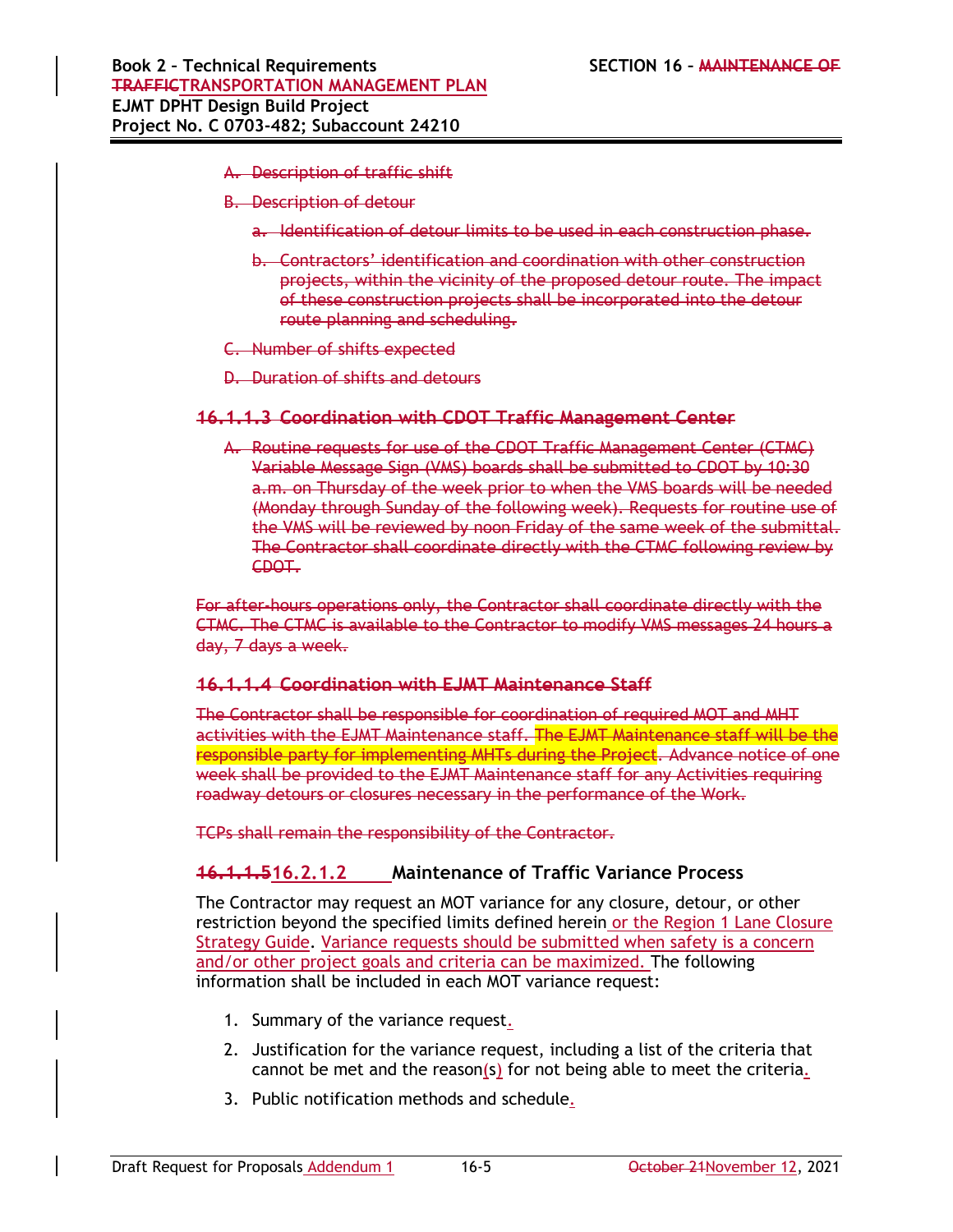A. ~~Description of traffic shift~~

B. ~~Description of detour~~

   a. ~~Identification of detour limits to be used in each construction phase.~~

   b. ~~Contractors' identification and coordination with other construction projects, within the vicinity of the proposed detour route. The impact of these construction projects shall be incorporated into the detour route planning and scheduling.~~

C. ~~Number of shifts expected~~

D. ~~Duration of shifts and detours~~

#### ~~16.1.1.3 Coordination with CDOT Traffic Management Center~~

A. ~~Routine requests for use of the CDOT Traffic Management Center (CTMC) Variable Message Sign (VMS) boards shall be submitted to CDOT by 10:30 a.m. on Thursday of the week prior to when the VMS boards will be needed (Monday through Sunday of the following week). Requests for routine use of the VMS will be reviewed by noon Friday of the same week of the submittal. The Contractor shall coordinate directly with the CTMC following review by CDOT.~~

~~For after-hours operations only, the Contractor shall coordinate directly with the CTMC. The CTMC is available to the Contractor to modify VMS messages 24 hours a day, 7 days a week.~~

#### ~~16.1.1.4 Coordination with EJMT Maintenance Staff~~

~~The Contractor shall be responsible for coordination of required MOT and MHT activities with the EJMT Maintenance staff. The EJMT Maintenance staff will be the responsible party for implementing MHTs during the Project. Advance notice of one week shall be provided to the EJMT Maintenance staff for any Activities requiring roadway detours or closures necessary in the performance of the Work.~~

~~TCPs shall remain the responsibility of the Contractor.~~

### ~~16.1.1.5~~16.2.1.2 Maintenance of Traffic Variance Process

The Contractor may request an MOT variance for any closure, detour, or other restriction beyond the specified limits defined herein or the Region 1 Lane Closure Strategy Guide. Variance requests should be submitted when safety is a concern and/or other project goals and criteria can be maximized. The following information shall be included in each MOT variance request:

1. Summary of the variance request.
2. Justification for the variance request, including a list of the criteria that cannot be met and the reason(s) for not being able to meet the criteria.
3. Public notification methods and schedule.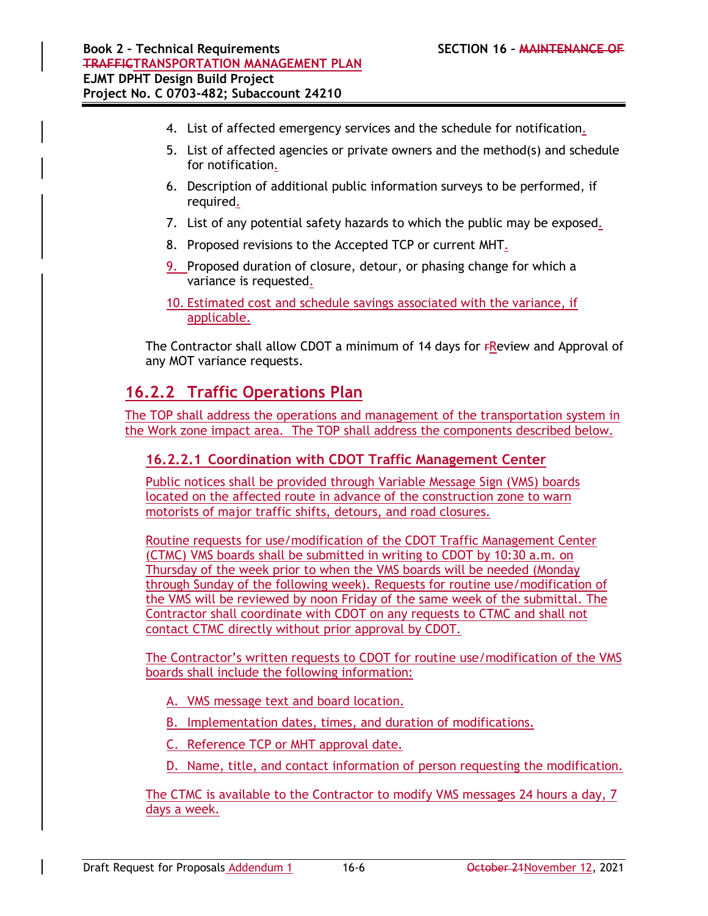4. List of affected emergency services and the schedule for notification.
5. List of affected agencies or private owners and the method(s) and schedule for notification.
6. Description of additional public information surveys to be performed, if required.
7. List of any potential safety hazards to which the public may be exposed.
8. Proposed revisions to the Accepted TCP or current MHT.
9. Proposed duration of closure, detour, or phasing change for which a variance is requested.
10. Estimated cost and schedule savings associated with the variance, if applicable.

The Contractor shall allow CDOT a minimum of 14 days for Review and Approval of any MOT variance requests.

## 16.2.2 Traffic Operations Plan

The TOP shall address the operations and management of the transportation system in the Work zone impact area. The TOP shall address the components described below.

### 16.2.2.1 Coordination with CDOT Traffic Management Center

Public notices shall be provided through Variable Message Sign (VMS) boards located on the affected route in advance of the construction zone to warn motorists of major traffic shifts, detours, and road closures.

Routine requests for use/modification of the CDOT Traffic Management Center (CTMC) VMS boards shall be submitted in writing to CDOT by 10:30 a.m. on Thursday of the week prior to when the VMS boards will be needed (Monday through Sunday of the following week). Requests for routine use/modification of the VMS will be reviewed by noon Friday of the same week of the submittal. The Contractor shall coordinate with CDOT on any requests to CTMC and shall not contact CTMC directly without prior approval by CDOT.

The Contractor's written requests to CDOT for routine use/modification of the VMS boards shall include the following information:

A. VMS message text and board location.

B. Implementation dates, times, and duration of modifications.

C. Reference TCP or MHT approval date.

D. Name, title, and contact information of person requesting the modification.

The CTMC is available to the Contractor to modify VMS messages 24 hours a day, 7 days a week.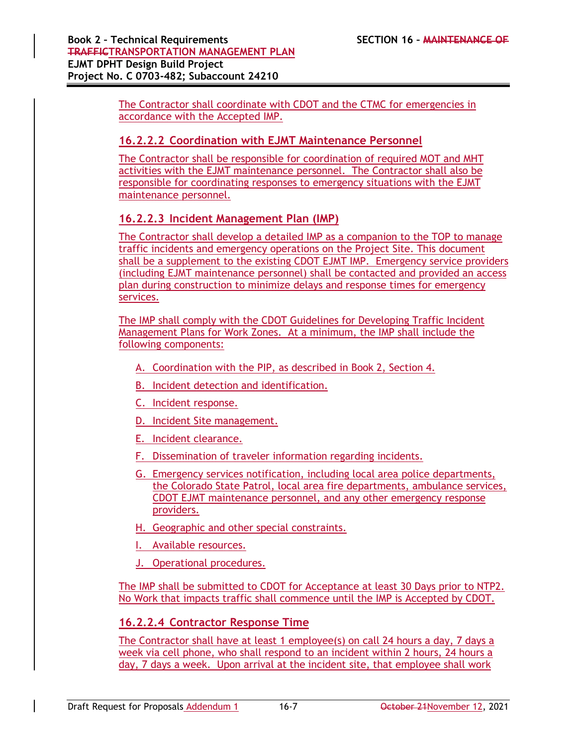The Contractor shall coordinate with CDOT and the CTMC for emergencies in accordance with the Accepted IMP.

### 16.2.2.2 Coordination with EJMT Maintenance Personnel

The Contractor shall be responsible for coordination of required MOT and MHT activities with the EJMT maintenance personnel. The Contractor shall also be responsible for coordinating responses to emergency situations with the EJMT maintenance personnel.

### 16.2.2.3 Incident Management Plan (IMP)

The Contractor shall develop a detailed IMP as a companion to the TOP to manage traffic incidents and emergency operations on the Project Site. This document shall be a supplement to the existing CDOT EJMT IMP. Emergency service providers (including EJMT maintenance personnel) shall be contacted and provided an access plan during construction to minimize delays and response times for emergency services.

The IMP shall comply with the CDOT Guidelines for Developing Traffic Incident Management Plans for Work Zones. At a minimum, the IMP shall include the following components:

A. Coordination with the PIP, as described in Book 2, Section 4.

B. Incident detection and identification.

C. Incident response.

D. Incident Site management.

E. Incident clearance.

F. Dissemination of traveler information regarding incidents.

G. Emergency services notification, including local area police departments, the Colorado State Patrol, local area fire departments, ambulance services, CDOT EJMT maintenance personnel, and any other emergency response providers.

H. Geographic and other special constraints.

I. Available resources.

J. Operational procedures.

The IMP shall be submitted to CDOT for Acceptance at least 30 Days prior to NTP2. No Work that impacts traffic shall commence until the IMP is Accepted by CDOT.

### 16.2.2.4 Contractor Response Time

The Contractor shall have at least 1 employee(s) on call 24 hours a day, 7 days a week via cell phone, who shall respond to an incident within 2 hours, 24 hours a day, 7 days a week. Upon arrival at the incident site, that employee shall work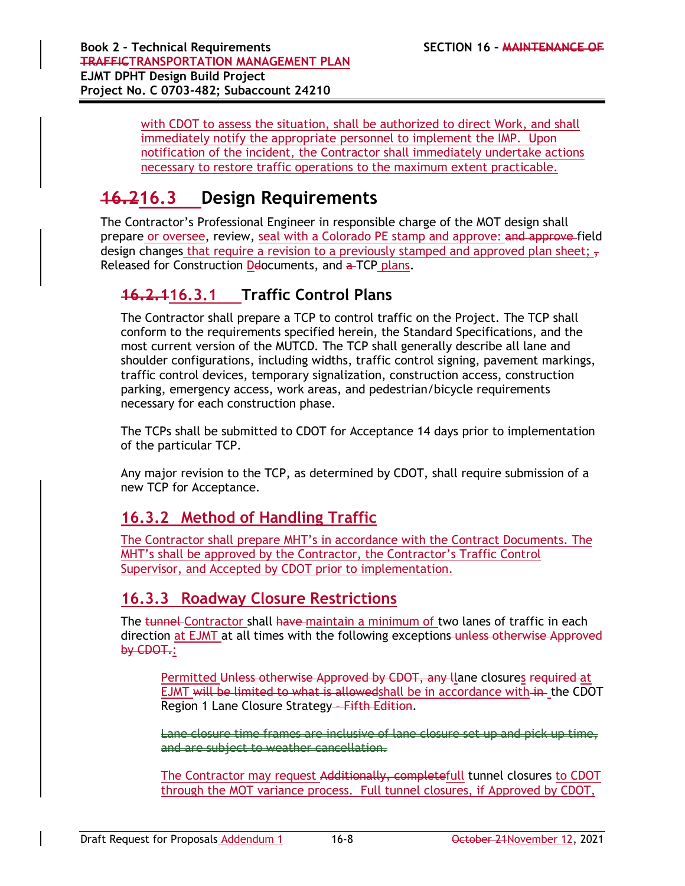with CDOT to assess the situation, shall be authorized to direct Work, and shall immediately notify the appropriate personnel to implement the IMP. Upon notification of the incident, the Contractor shall immediately undertake actions necessary to restore traffic operations to the maximum extent practicable.

# ~~16.2~~16.3 Design Requirements

The Contractor's Professional Engineer in responsible charge of the MOT design shall prepare or oversee, review, seal with a Colorado PE stamp and approve: ~~and approve~~ field design changes that require a revision to a previously stamped and approved plan sheet; ~~,~~ Released for Construction D~~d~~ocuments, and ~~a~~ TCP plans.

## ~~16.2.1~~16.3.1 Traffic Control Plans

The Contractor shall prepare a TCP to control traffic on the Project. The TCP shall conform to the requirements specified herein, the Standard Specifications, and the most current version of the MUTCD. The TCP shall generally describe all lane and shoulder configurations, including widths, traffic control signing, pavement markings, traffic control devices, temporary signalization, construction access, construction parking, emergency access, work areas, and pedestrian/bicycle requirements necessary for each construction phase.

The TCPs shall be submitted to CDOT for Acceptance 14 days prior to implementation of the particular TCP.

Any major revision to the TCP, as determined by CDOT, shall require submission of a new TCP for Acceptance.

## 16.3.2 Method of Handling Traffic

The Contractor shall prepare MHT's in accordance with the Contract Documents. The MHT's shall be approved by the Contractor, the Contractor's Traffic Control Supervisor, and Accepted by CDOT prior to implementation.

## 16.3.3 Roadway Closure Restrictions

The ~~tunnel~~ Contractor shall ~~have~~ maintain a minimum of two lanes of traffic in each direction at EJMT at all times with the following exceptions ~~unless otherwise Approved by CDOT.~~:

> Permitted ~~Unless otherwise Approved by CDOT, any l~~lane closures ~~required~~ at EJMT ~~will be limited to what is allowed~~shall be in accordance with ~~in~~ the CDOT Region 1 Lane Closure Strategy ~~- Fifth Edition~~.
>
> ~~Lane closure time frames are inclusive of lane closure set up and pick up time, and are subject to weather cancellation.~~
>
> The Contractor may request ~~Additionally, complete~~full tunnel closures to CDOT through the MOT variance process. Full tunnel closures, if Approved by CDOT,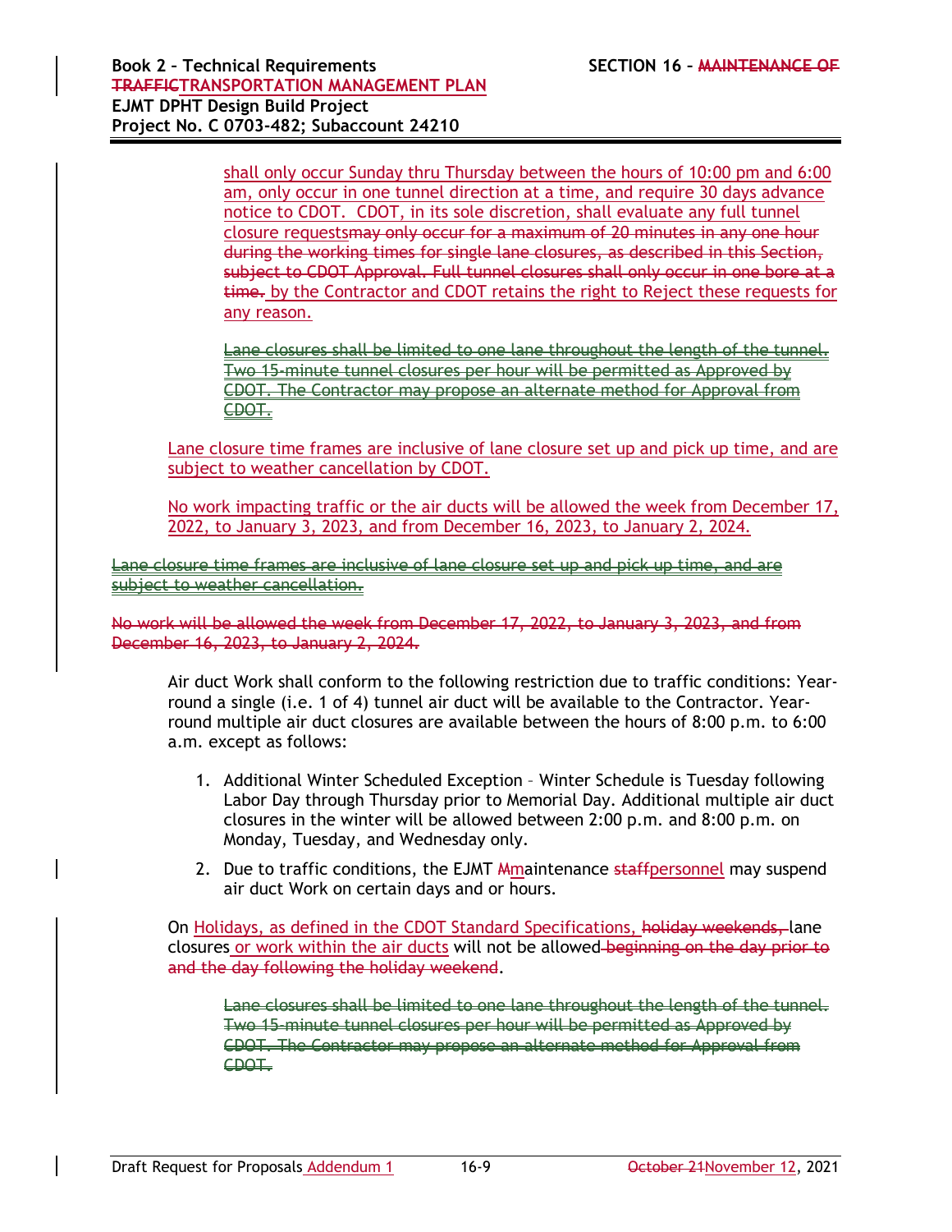shall only occur Sunday thru Thursday between the hours of 10:00 pm and 6:00 am, only occur in one tunnel direction at a time, and require 30 days advance notice to CDOT. CDOT, in its sole discretion, shall evaluate any full tunnel closure requests~~may only occur for a maximum of 20 minutes in any one hour during the working times for single lane closures, as described in this Section, subject to CDOT Approval. Full tunnel closures shall only occur in one bore at a time.~~ by the Contractor and CDOT retains the right to Reject these requests for any reason.

~~Lane closures shall be limited to one lane throughout the length of the tunnel. Two 15-minute tunnel closures per hour will be permitted as Approved by CDOT. The Contractor may propose an alternate method for Approval from CDOT.~~

Lane closure time frames are inclusive of lane closure set up and pick up time, and are subject to weather cancellation by CDOT.

No work impacting traffic or the air ducts will be allowed the week from December 17, 2022, to January 3, 2023, and from December 16, 2023, to January 2, 2024.

~~Lane closure time frames are inclusive of lane closure set up and pick up time, and are subject to weather cancellation.~~

~~No work will be allowed the week from December 17, 2022, to January 3, 2023, and from December 16, 2023, to January 2, 2024.~~

Air duct Work shall conform to the following restriction due to traffic conditions: Year-round a single (i.e. 1 of 4) tunnel air duct will be available to the Contractor. Year-round multiple air duct closures are available between the hours of 8:00 p.m. to 6:00 a.m. except as follows:

1. Additional Winter Scheduled Exception – Winter Schedule is Tuesday following Labor Day through Thursday prior to Memorial Day. Additional multiple air duct closures in the winter will be allowed between 2:00 p.m. and 8:00 p.m. on Monday, Tuesday, and Wednesday only.
2. Due to traffic conditions, the EJMT ~~M~~maintenance ~~staff~~personnel may suspend air duct Work on certain days and or hours.

On Holidays, as defined in the CDOT Standard Specifications, ~~holiday weekends,~~ lane closures or work within the air ducts will not be allowed ~~beginning on the day prior to and the day following the holiday weekend~~.

~~Lane closures shall be limited to one lane throughout the length of the tunnel. Two 15-minute tunnel closures per hour will be permitted as Approved by CDOT. The Contractor may propose an alternate method for Approval from CDOT.~~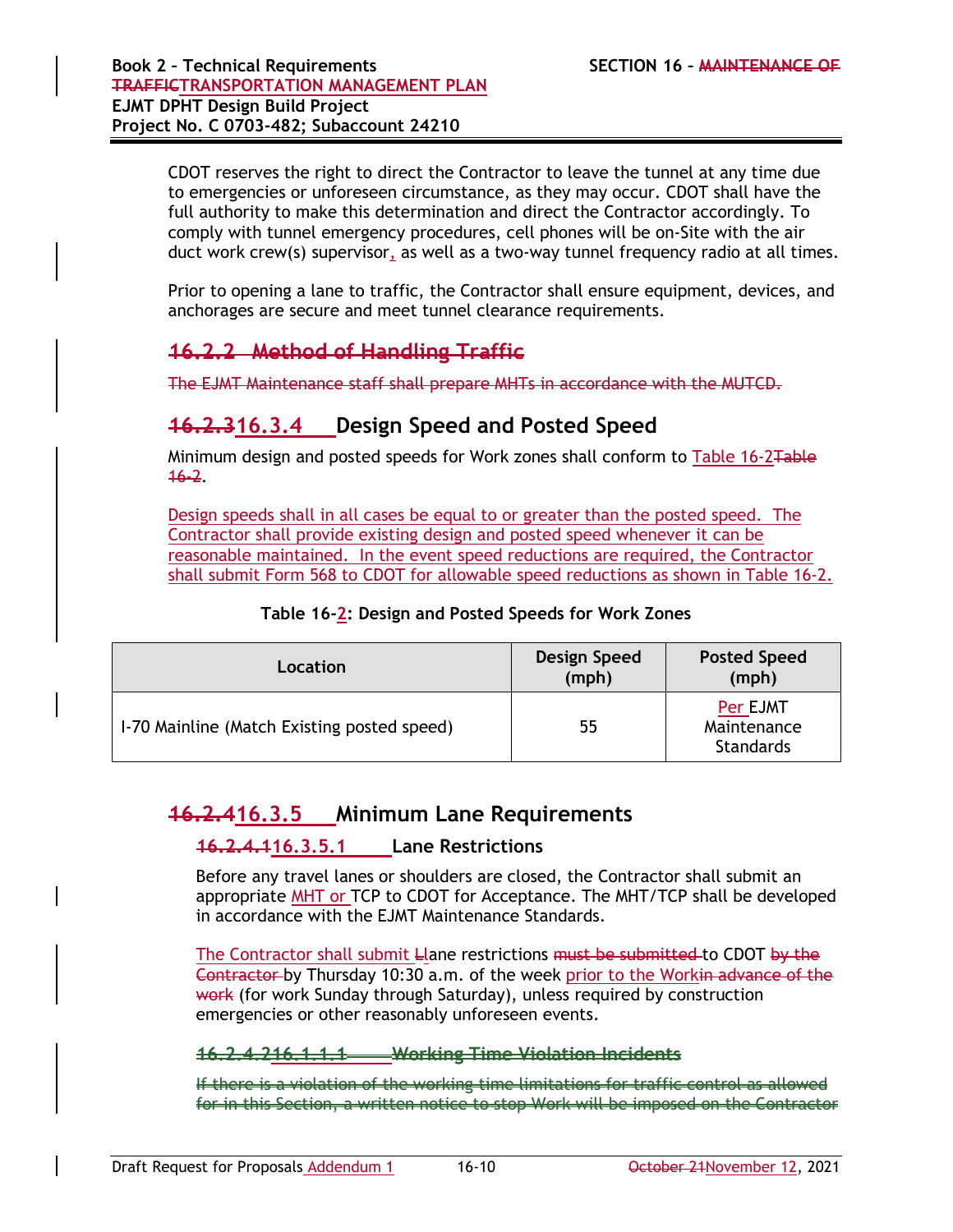CDOT reserves the right to direct the Contractor to leave the tunnel at any time due to emergencies or unforeseen circumstance, as they may occur. CDOT shall have the full authority to make this determination and direct the Contractor accordingly. To comply with tunnel emergency procedures, cell phones will be on-Site with the air duct work crew(s) supervisor, as well as a two-way tunnel frequency radio at all times.

Prior to opening a lane to traffic, the Contractor shall ensure equipment, devices, and anchorages are secure and meet tunnel clearance requirements.

## ~~16.2.2 Method of Handling Traffic~~

~~The EJMT Maintenance staff shall prepare MHTs in accordance with the MUTCD.~~

## ~~16.2.3~~16.3.4 Design Speed and Posted Speed

Minimum design and posted speeds for Work zones shall conform to Table 16-2~~Table 16-2~~.

Design speeds shall in all cases be equal to or greater than the posted speed. The Contractor shall provide existing design and posted speed whenever it can be reasonable maintained. In the event speed reductions are required, the Contractor shall submit Form 568 to CDOT for allowable speed reductions as shown in Table 16-2.

**Table 16-2: Design and Posted Speeds for Work Zones**

| Location | Design Speed (mph) | Posted Speed (mph) |
|---|---|---|
| I-70 Mainline (Match Existing posted speed) | 55 | Per EJMT Maintenance Standards |

## ~~16.2.4~~16.3.5 Minimum Lane Requirements

### ~~16.2.4.1~~16.3.5.1 Lane Restrictions

Before any travel lanes or shoulders are closed, the Contractor shall submit an appropriate MHT or TCP to CDOT for Acceptance. The MHT/TCP shall be developed in accordance with the EJMT Maintenance Standards.

The Contractor shall submit ~~L~~lane restrictions ~~must be submitted~~ to CDOT ~~by the Contractor~~ by Thursday 10:30 a.m. of the week prior to the Work~~in advance of the work~~ (for work Sunday through Saturday), unless required by construction emergencies or other reasonably unforeseen events.

### ~~16.2.4.2~~~~16.1.1.1~~ ~~Working Time Violation Incidents~~

~~If there is a violation of the working time limitations for traffic control as allowed for in this Section, a written notice to stop Work will be imposed on the Contractor~~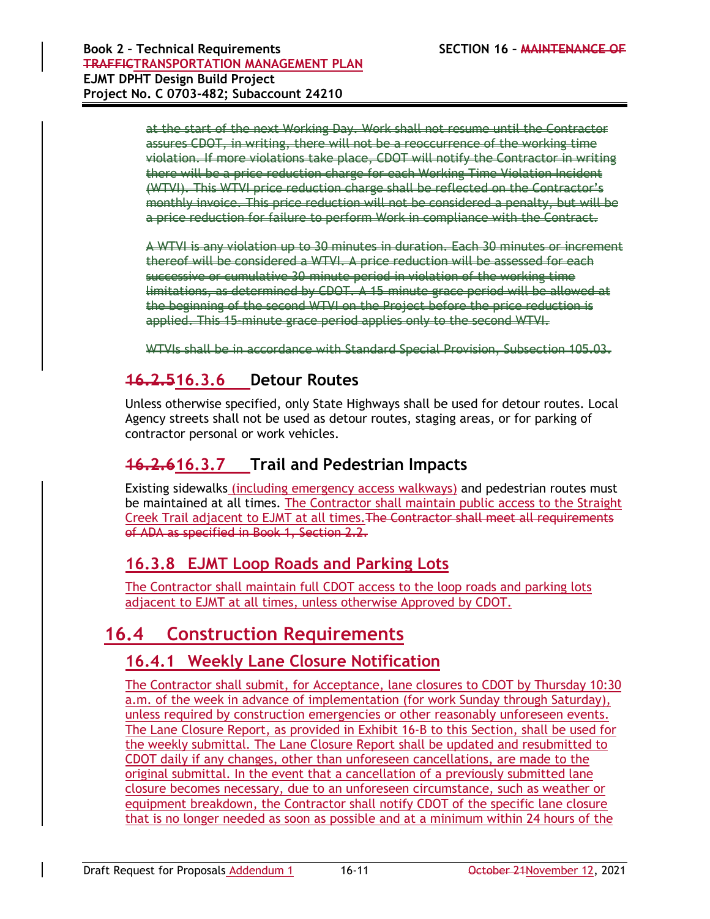~~at the start of the next Working Day. Work shall not resume until the Contractor assures CDOT, in writing, there will not be a reoccurrence of the working time violation. If more violations take place, CDOT will notify the Contractor in writing there will be a price reduction charge for each Working Time Violation Incident (WTVI). This WTVI price reduction charge shall be reflected on the Contractor's monthly invoice. This price reduction will not be considered a penalty, but will be a price reduction for failure to perform Work in compliance with the Contract.~~

~~A WTVI is any violation up to 30 minutes in duration. Each 30 minutes or increment thereof will be considered a WTVI. A price reduction will be assessed for each successive or cumulative 30 minute period in violation of the working time limitations, as determined by CDOT. A 15-minute grace period will be allowed at the beginning of the second WTVI on the Project before the price reduction is applied. This 15-minute grace period applies only to the second WTVI.~~

~~WTVIs shall be in accordance with Standard Special Provision, Subsection 105.03.~~

### ~~16.2.5~~16.3.6 Detour Routes

Unless otherwise specified, only State Highways shall be used for detour routes. Local Agency streets shall not be used as detour routes, staging areas, or for parking of contractor personal or work vehicles.

### ~~16.2.6~~16.3.7 Trail and Pedestrian Impacts

Existing sidewalks (including emergency access walkways) and pedestrian routes must be maintained at all times. The Contractor shall maintain public access to the Straight Creek Trail adjacent to EJMT at all times.~~The Contractor shall meet all requirements of ADA as specified in Book 1, Section 2.2.~~

### 16.3.8 EJMT Loop Roads and Parking Lots

The Contractor shall maintain full CDOT access to the loop roads and parking lots adjacent to EJMT at all times, unless otherwise Approved by CDOT.

## 16.4 Construction Requirements

### 16.4.1 Weekly Lane Closure Notification

The Contractor shall submit, for Acceptance, lane closures to CDOT by Thursday 10:30 a.m. of the week in advance of implementation (for work Sunday through Saturday), unless required by construction emergencies or other reasonably unforeseen events. The Lane Closure Report, as provided in Exhibit 16-B to this Section, shall be used for the weekly submittal. The Lane Closure Report shall be updated and resubmitted to CDOT daily if any changes, other than unforeseen cancellations, are made to the original submittal. In the event that a cancellation of a previously submitted lane closure becomes necessary, due to an unforeseen circumstance, such as weather or equipment breakdown, the Contractor shall notify CDOT of the specific lane closure that is no longer needed as soon as possible and at a minimum within 24 hours of the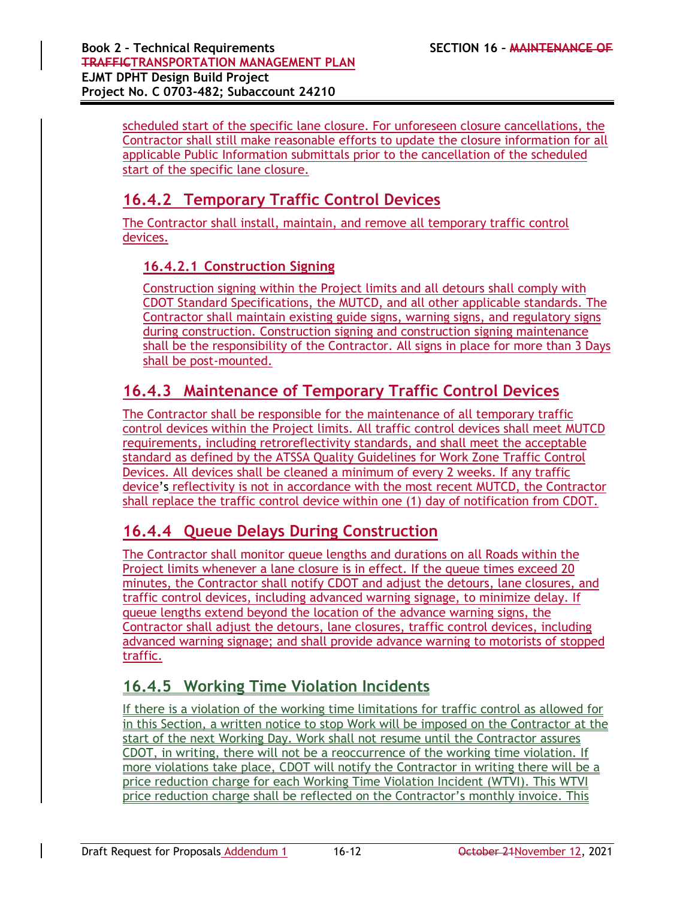scheduled start of the specific lane closure. For unforeseen closure cancellations, the Contractor shall still make reasonable efforts to update the closure information for all applicable Public Information submittals prior to the cancellation of the scheduled start of the specific lane closure.

## 16.4.2 Temporary Traffic Control Devices

The Contractor shall install, maintain, and remove all temporary traffic control devices.

### 16.4.2.1 Construction Signing

Construction signing within the Project limits and all detours shall comply with CDOT Standard Specifications, the MUTCD, and all other applicable standards. The Contractor shall maintain existing guide signs, warning signs, and regulatory signs during construction. Construction signing and construction signing maintenance shall be the responsibility of the Contractor. All signs in place for more than 3 Days shall be post-mounted.

## 16.4.3 Maintenance of Temporary Traffic Control Devices

The Contractor shall be responsible for the maintenance of all temporary traffic control devices within the Project limits. All traffic control devices shall meet MUTCD requirements, including retroreflectivity standards, and shall meet the acceptable standard as defined by the ATSSA Quality Guidelines for Work Zone Traffic Control Devices. All devices shall be cleaned a minimum of every 2 weeks. If any traffic device's reflectivity is not in accordance with the most recent MUTCD, the Contractor shall replace the traffic control device within one (1) day of notification from CDOT.

## 16.4.4 Queue Delays During Construction

The Contractor shall monitor queue lengths and durations on all Roads within the Project limits whenever a lane closure is in effect. If the queue times exceed 20 minutes, the Contractor shall notify CDOT and adjust the detours, lane closures, and traffic control devices, including advanced warning signage, to minimize delay. If queue lengths extend beyond the location of the advance warning signs, the Contractor shall adjust the detours, lane closures, traffic control devices, including advanced warning signage; and shall provide advance warning to motorists of stopped traffic.

## 16.4.5 Working Time Violation Incidents

If there is a violation of the working time limitations for traffic control as allowed for in this Section, a written notice to stop Work will be imposed on the Contractor at the start of the next Working Day. Work shall not resume until the Contractor assures CDOT, in writing, there will not be a reoccurrence of the working time violation. If more violations take place, CDOT will notify the Contractor in writing there will be a price reduction charge for each Working Time Violation Incident (WTVI). This WTVI price reduction charge shall be reflected on the Contractor's monthly invoice. This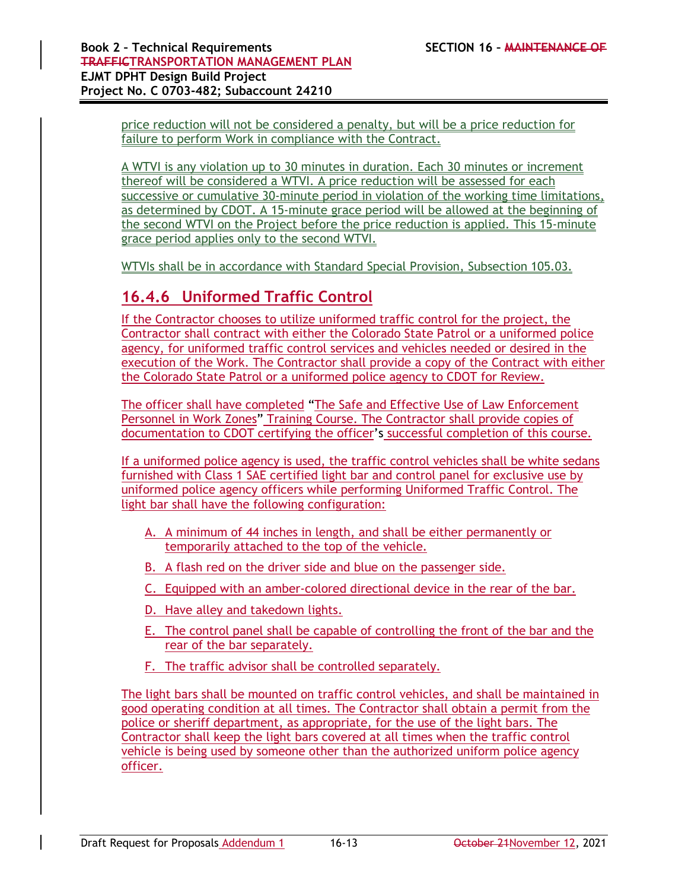price reduction will not be considered a penalty, but will be a price reduction for failure to perform Work in compliance with the Contract.

A WTVI is any violation up to 30 minutes in duration. Each 30 minutes or increment thereof will be considered a WTVI. A price reduction will be assessed for each successive or cumulative 30-minute period in violation of the working time limitations, as determined by CDOT. A 15-minute grace period will be allowed at the beginning of the second WTVI on the Project before the price reduction is applied. This 15-minute grace period applies only to the second WTVI.

WTVIs shall be in accordance with Standard Special Provision, Subsection 105.03.

## 16.4.6 Uniformed Traffic Control

If the Contractor chooses to utilize uniformed traffic control for the project, the Contractor shall contract with either the Colorado State Patrol or a uniformed police agency, for uniformed traffic control services and vehicles needed or desired in the execution of the Work. The Contractor shall provide a copy of the Contract with either the Colorado State Patrol or a uniformed police agency to CDOT for Review.

The officer shall have completed "The Safe and Effective Use of Law Enforcement Personnel in Work Zones" Training Course. The Contractor shall provide copies of documentation to CDOT certifying the officer's successful completion of this course.

If a uniformed police agency is used, the traffic control vehicles shall be white sedans furnished with Class 1 SAE certified light bar and control panel for exclusive use by uniformed police agency officers while performing Uniformed Traffic Control. The light bar shall have the following configuration:

A. A minimum of 44 inches in length, and shall be either permanently or temporarily attached to the top of the vehicle.

B. A flash red on the driver side and blue on the passenger side.

C. Equipped with an amber-colored directional device in the rear of the bar.

D. Have alley and takedown lights.

E. The control panel shall be capable of controlling the front of the bar and the rear of the bar separately.

F. The traffic advisor shall be controlled separately.

The light bars shall be mounted on traffic control vehicles, and shall be maintained in good operating condition at all times. The Contractor shall obtain a permit from the police or sheriff department, as appropriate, for the use of the light bars. The Contractor shall keep the light bars covered at all times when the traffic control vehicle is being used by someone other than the authorized uniform police agency officer.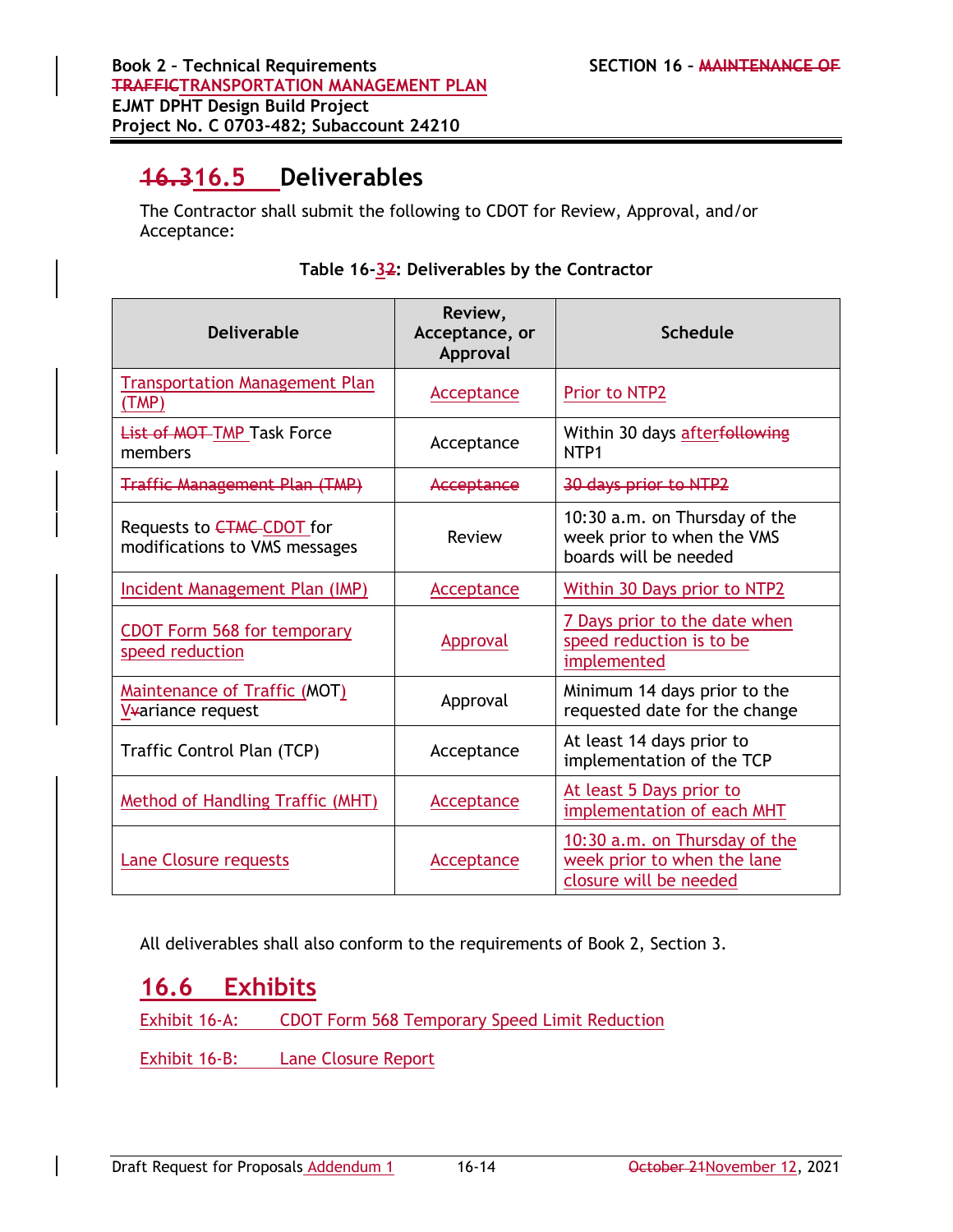## ~~16.3~~16.5 Deliverables

The Contractor shall submit the following to CDOT for Review, Approval, and/or Acceptance:

**Table 16-~~2~~3: Deliverables by the Contractor**

| Deliverable | Review, Acceptance, or Approval | Schedule |
|---|---|---|
| Transportation Management Plan (TMP) | Acceptance | Prior to NTP2 |
| ~~List of MOT~~ TMP Task Force members | Acceptance | Within 30 days after~~following~~ NTP1 |
| ~~Traffic Management Plan (TMP)~~ | ~~Acceptance~~ | ~~30 days prior to NTP2~~ |
| Requests to ~~CTMC~~ CDOT for modifications to VMS messages | Review | 10:30 a.m. on Thursday of the week prior to when the VMS boards will be needed |
| Incident Management Plan (IMP) | Acceptance | Within 30 Days prior to NTP2 |
| CDOT Form 568 for temporary speed reduction | Approval | 7 Days prior to the date when speed reduction is to be implemented |
| Maintenance of Traffic (MOT) V~~v~~ariance request | Approval | Minimum 14 days prior to the requested date for the change |
| Traffic Control Plan (TCP) | Acceptance | At least 14 days prior to implementation of the TCP |
| Method of Handling Traffic (MHT) | Acceptance | At least 5 Days prior to implementation of each MHT |
| Lane Closure requests | Acceptance | 10:30 a.m. on Thursday of the week prior to when the lane closure will be needed |

All deliverables shall also conform to the requirements of Book 2, Section 3.

## 16.6 Exhibits

Exhibit 16-A: CDOT Form 568 Temporary Speed Limit Reduction

Exhibit 16-B: Lane Closure Report